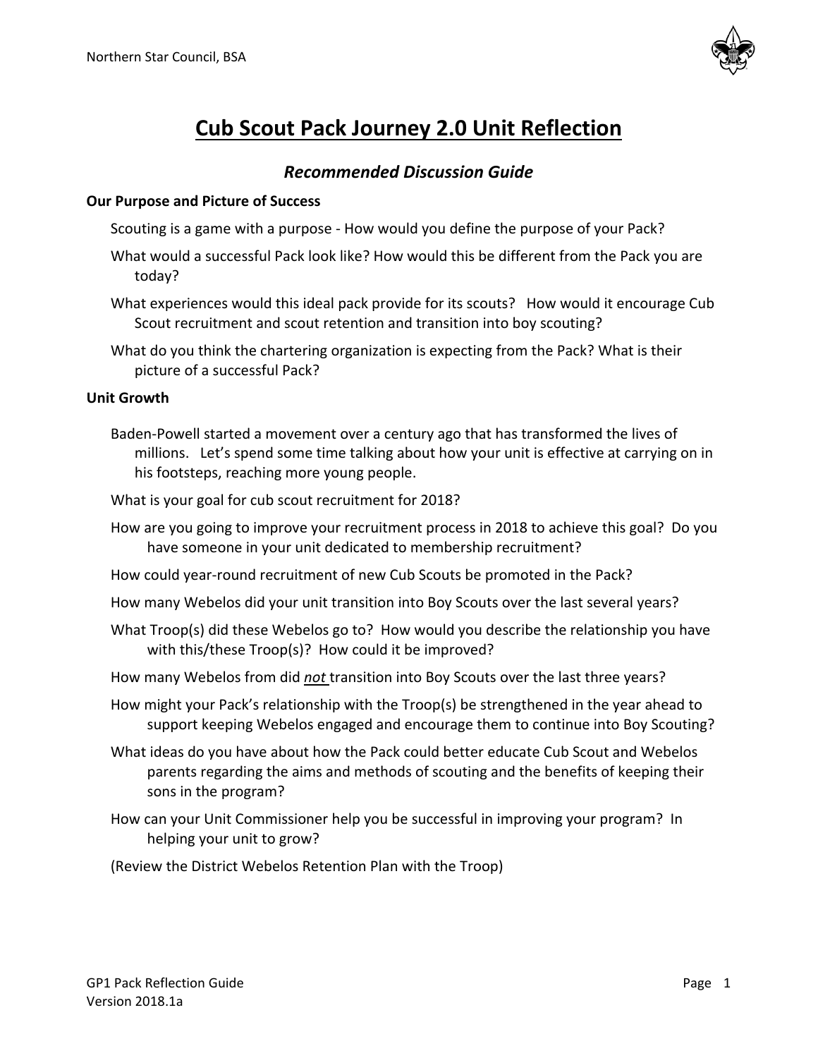# Cub Scout Pack Journey 2.0 Unit Reflection

## *Recommended Discussion Guide*

**Our Purpose and Picture of Success**

Scouting is a game with a purpose - How would you define the purpose of your Pack?

What would a successful Pack look like? How would this be different from the Pack you are today?

What experiences would this ideal pack provide for its scouts? How would it encourage Cub Scout recruitment and scout retention and transition into boy scouting?

What do you think the chartering organization is expecting from the Pack? What is their picture of a successful Pack?

**Unit Growth**

Baden-Powell started a movement over a century ago that has transformed the lives of millions. Let's spend some time talking about how your unit is effective at carrying on in his footsteps, reaching more young people.

What is your goal for cub scout recruitment for 2018?

How are you going to improve your recruitment process in 2018 to achieve this goal? Do you have someone in your unit dedicated to membership recruitment?

How could year-round recruitment of new Cub Scouts be promoted in the Pack?

How many Webelos did your unit transition into Boy Scouts over the last several years?

What Troop(s) did these Webelos go to? How would you describe the relationship you have with this/these Troop(s)? How could it be improved?

How many Webelos from did ***not*** transition into Boy Scouts over the last three years?

How might your Pack's relationship with the Troop(s) be strengthened in the year ahead to support keeping Webelos engaged and encourage them to continue into Boy Scouting?

What ideas do you have about how the Pack could better educate Cub Scout and Webelos parents regarding the aims and methods of scouting and the benefits of keeping their sons in the program?

How can your Unit Commissioner help you be successful in improving your program? In helping your unit to grow?

(Review the District Webelos Retention Plan with the Troop)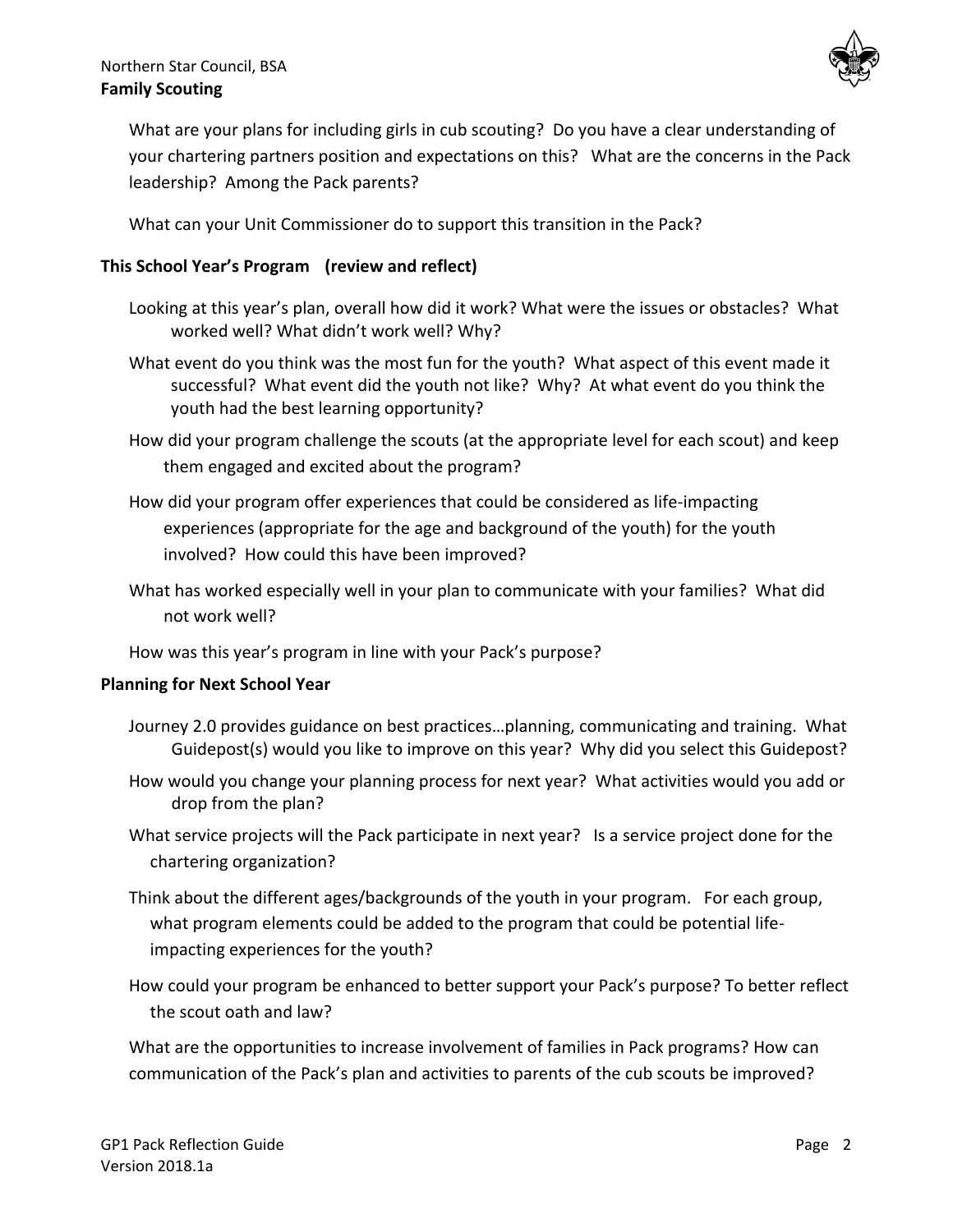What are your plans for including girls in cub scouting? Do you have a clear understanding of your chartering partners position and expectations on this? What are the concerns in the Pack leadership? Among the Pack parents?

What can your Unit Commissioner do to support this transition in the Pack?

**This School Year's Program (review and reflect)**

Looking at this year's plan, overall how did it work? What were the issues or obstacles? What worked well? What didn't work well? Why?

What event do you think was the most fun for the youth? What aspect of this event made it successful? What event did the youth not like? Why? At what event do you think the youth had the best learning opportunity?

How did your program challenge the scouts (at the appropriate level for each scout) and keep them engaged and excited about the program?

How did your program offer experiences that could be considered as life-impacting experiences (appropriate for the age and background of the youth) for the youth involved? How could this have been improved?

What has worked especially well in your plan to communicate with your families? What did not work well?

How was this year's program in line with your Pack's purpose?

**Planning for Next School Year**

Journey 2.0 provides guidance on best practices…planning, communicating and training. What Guidepost(s) would you like to improve on this year? Why did you select this Guidepost?

How would you change your planning process for next year? What activities would you add or drop from the plan?

What service projects will the Pack participate in next year? Is a service project done for the chartering organization?

Think about the different ages/backgrounds of the youth in your program. For each group, what program elements could be added to the program that could be potential life-impacting experiences for the youth?

How could your program be enhanced to better support your Pack's purpose? To better reflect the scout oath and law?

What are the opportunities to increase involvement of families in Pack programs? How can communication of the Pack's plan and activities to parents of the cub scouts be improved?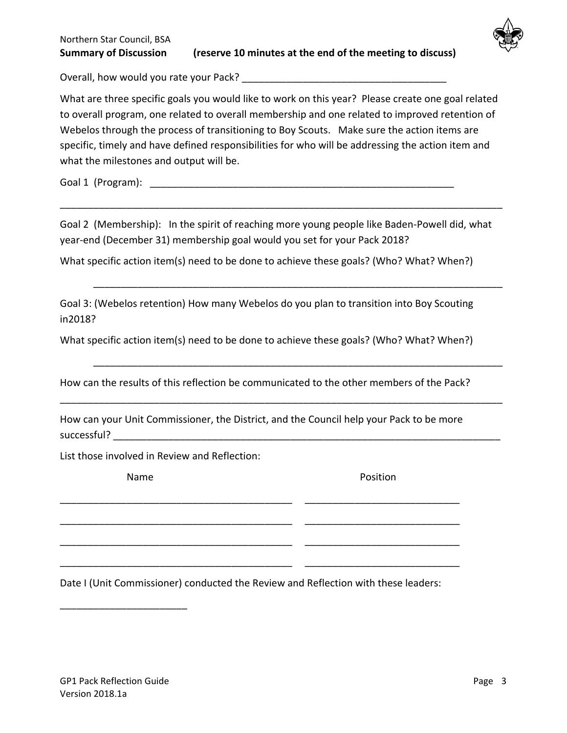Northern Star Council, BSA

**Summary of Discussion** **(reserve 10 minutes at the end of the meeting to discuss)**

Overall, how would you rate your Pack? ____________________________________

What are three specific goals you would like to work on this year? Please create one goal related to overall program, one related to overall membership and one related to improved retention of Webelos through the process of transitioning to Boy Scouts. Make sure the action items are specific, timely and have defined responsibilities for who will be addressing the action item and what the milestones and output will be.

Goal 1 (Program): _________________________________________________________

_______________________________________________________________________________

Goal 2 (Membership): In the spirit of reaching more young people like Baden-Powell did, what year-end (December 31) membership goal would you set for your Pack 2018?

What specific action item(s) need to be done to achieve these goals? (Who? What? When?)

_________________________________________________________________________

Goal 3: (Webelos retention) How many Webelos do you plan to transition into Boy Scouting in2018?

What specific action item(s) need to be done to achieve these goals? (Who? What? When?)

_________________________________________________________________________

How can the results of this reflection be communicated to the other members of the Pack?

_______________________________________________________________________________

How can your Unit Commissioner, the District, and the Council help your Pack to be more successful? ____________________________________________________________________

List those involved in Review and Reflection:

| Name | Position |
|---|---|
| ________________________________________ | ___________________________ |
| ________________________________________ | ___________________________ |
| ________________________________________ | ___________________________ |
| ________________________________________ | ___________________________ |

Date I (Unit Commissioner) conducted the Review and Reflection with these leaders:

______________________

GP1 Pack Reflection Guide
Version 2018.1a